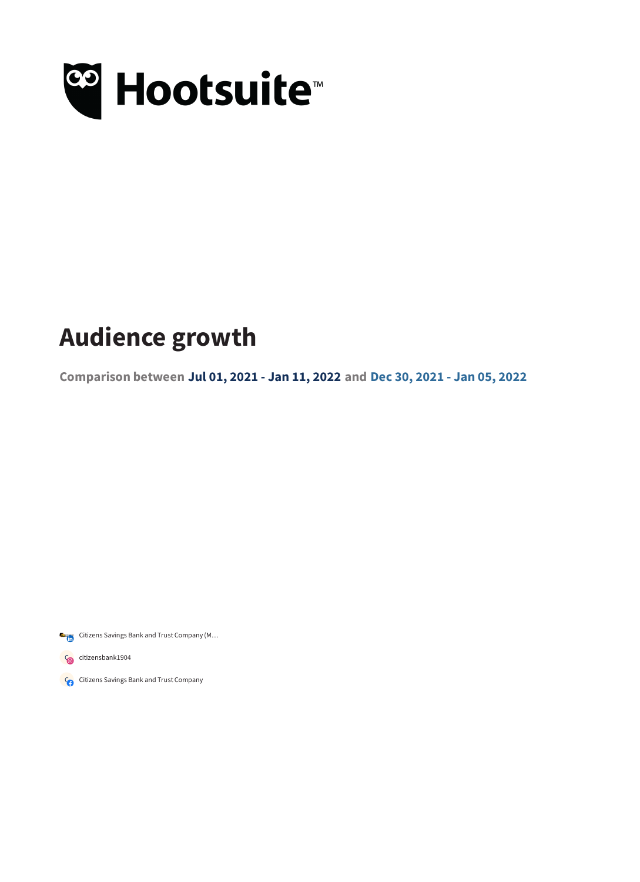Hootsuite™

# Audience growth

**Comparison between Jul 01, 2021 - Jan 11, 2022 and Dec 30, 2021 - Jan 05, 2022**

- Citizens Savings Bank and Trust Company (M…
- citizensbank1904
- Citizens Savings Bank and Trust Company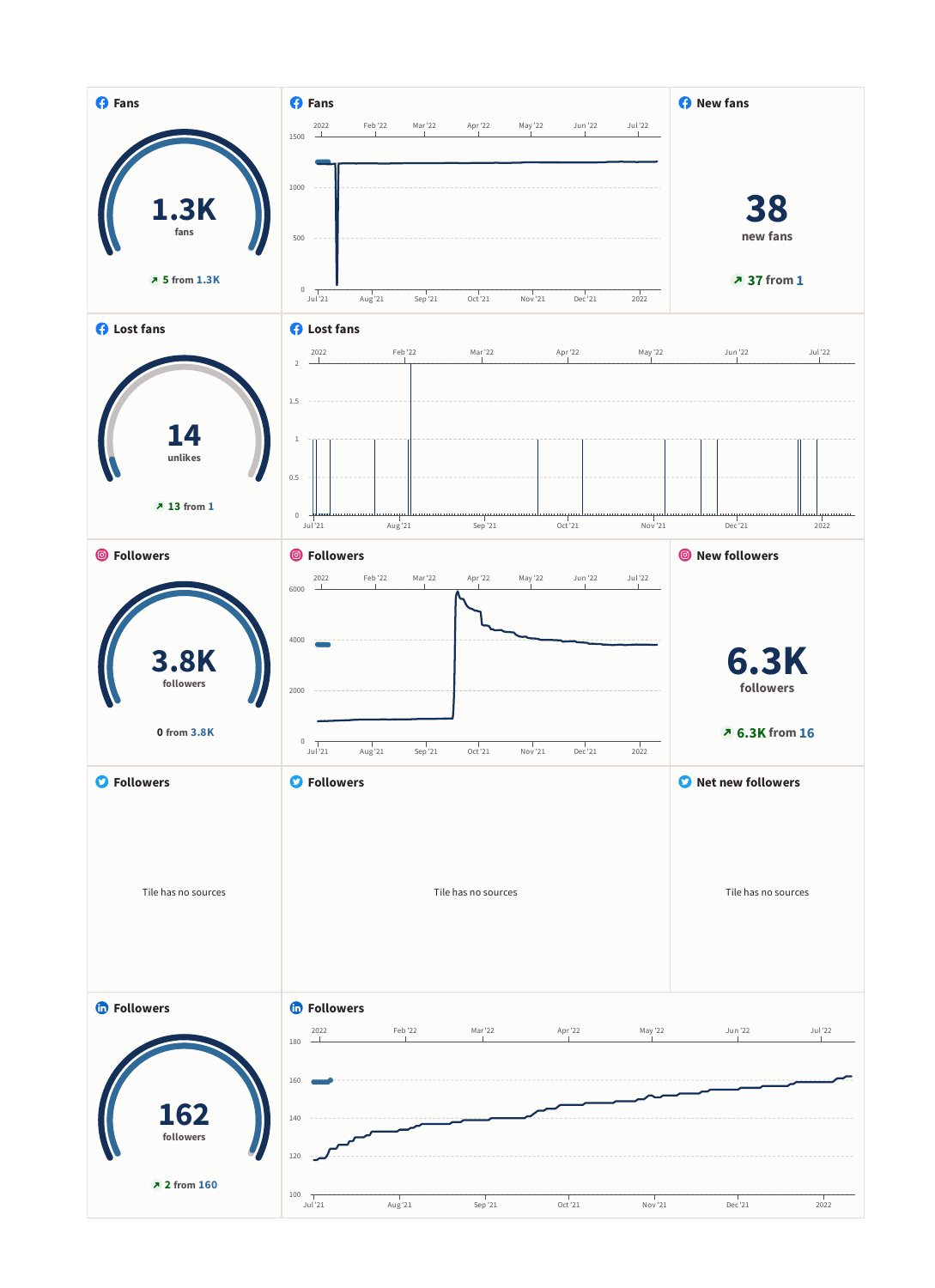## Fans

1.3K
fans

↗ 5 from 1.3K

## Fans

2022 Feb '22 Mar '22 Apr '22 May '22 Jun '22 Jul '22

1500
1000
500
0

Jul '21 Aug '21 Sep '21 Oct '21 Nov '21 Dec '21 2022

## New fans

38
new fans

↗ 37 from 1

## Lost fans

14
unlikes

↗ 13 from 1

## Lost fans

2022 Feb '22 Mar '22 Apr '22 May '22 Jun '22 Jul '22

2
1.5
1
0.5
0

Jul '21 Aug '21 Sep '21 Oct '21 Nov '21 Dec '21 2022

## Followers

3.8K
followers

0 from 3.8K

## Followers

2022 Feb '22 Mar '22 Apr '22 May '22 Jun '22 Jul '22

6000
4000
2000
0

Jul '21 Aug '21 Sep '21 Oct '21 Nov '21 Dec '21 2022

## New followers

6.3K
followers

↗ 6.3K from 16

## Followers

Tile has no sources

## Followers

Tile has no sources

## Net new followers

Tile has no sources

## Followers

162
followers

↗ 2 from 160

## Followers

2022 Feb '22 Mar '22 Apr '22 May '22 Jun '22 Jul '22

180
160
140
120
100

Jul '21 Aug '21 Sep '21 Oct '21 Nov '21 Dec '21 2022